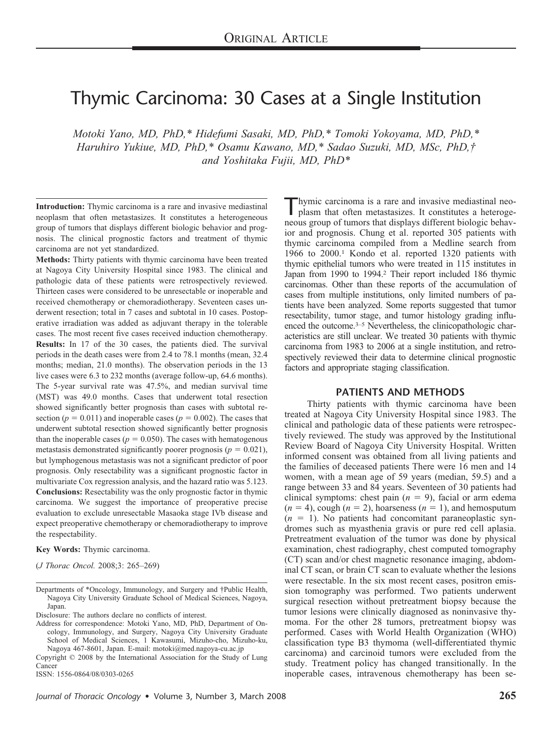# Thymic Carcinoma: 30 Cases at a Single Institution

*Motoki Yano, MD, PhD,\* Hidefumi Sasaki, MD, PhD,\* Tomoki Yokoyama, MD, PhD,\* Haruhiro Yukiue, MD, PhD,\* Osamu Kawano, MD,\* Sadao Suzuki, MD, MSc, PhD,† and Yoshitaka Fujii, MD, PhD\**

**Introduction:** Thymic carcinoma is a rare and invasive mediastinal neoplasm that often metastasizes. It constitutes a heterogeneous group of tumors that displays different biologic behavior and prognosis. The clinical prognostic factors and treatment of thymic carcinoma are not yet standardized.

**Methods:** Thirty patients with thymic carcinoma have been treated at Nagoya City University Hospital since 1983. The clinical and pathologic data of these patients were retrospectively reviewed. Thirteen cases were considered to be unresectable or inoperable and received chemotherapy or chemoradiotherapy. Seventeen cases underwent resection; total in 7 cases and subtotal in 10 cases. Postoperative irradiation was added as adjuvant therapy in the tolerable cases. The most recent five cases received induction chemotherapy.

**Results:** In 17 of the 30 cases, the patients died. The survival periods in the death cases were from 2.4 to 78.1 months (mean, 32.4 months; median, 21.0 months). The observation periods in the 13 live cases were 6.3 to 232 months (average follow-up, 64.6 months). The 5-year survival rate was 47.5%, and median survival time (MST) was 49.0 months. Cases that underwent total resection showed significantly better prognosis than cases with subtotal resection ($p = 0.011$) and inoperable cases ($p = 0.002$). The cases that underwent subtotal resection showed significantly better prognosis than the inoperable cases ($p = 0.050$). The cases with hematogenous metastasis demonstrated significantly poorer prognosis ($p = 0.021$), but lymphogenous metastasis was not a significant predictor of poor prognosis. Only resectability was a significant prognostic factor in multivariate Cox regression analysis, and the hazard ratio was 5.123.

**Conclusions:** Resectability was the only prognostic factor in thymic carcinoma. We suggest the importance of preoperative precise evaluation to exclude unresectable Masaoka stage IVb disease and expect preoperative chemotherapy or chemoradiotherapy to improve the respectability.

**Key Words:** Thymic carcinoma.

(*J Thorac Oncol.* 2008;3: 265–269)

Departments of \*Oncology, Immunology, and Surgery and †Public Health, Nagoya City University Graduate School of Medical Sciences, Nagoya, Japan.

Disclosure: The authors declare no conflicts of interest.

Address for correspondence: Motoki Yano, MD, PhD, Department of Oncology, Immunology, and Surgery, Nagoya City University Graduate School of Medical Sciences, 1 Kawasumi, Mizuho-cho, Mizuho-ku, Nagoya 467-8601, Japan. E-mail: motoki@med.nagoya-cu.ac.jp

Copyright © 2008 by the International Association for the Study of Lung Cancer

ISSN: 1556-0864/08/0303-0265

Thymic carcinoma is a rare and invasive mediastinal neoplasm that often metastasizes. It constitutes a heterogeneous group of tumors that displays different biologic behavior and prognosis. Chung et al. reported 305 patients with thymic carcinoma compiled from a Medline search from 1966 to 2000.[1] Kondo et al. reported 1320 patients with thymic epithelial tumors who were treated in 115 institutes in Japan from 1990 to 1994.[2] Their report included 186 thymic carcinomas. Other than these reports of the accumulation of cases from multiple institutions, only limited numbers of patients have been analyzed. Some reports suggested that tumor resectability, tumor stage, and tumor histology grading influenced the outcome.[3–5] Nevertheless, the clinicopathologic characteristics are still unclear. We treated 30 patients with thymic carcinoma from 1983 to 2006 at a single institution, and retrospectively reviewed their data to determine clinical prognostic factors and appropriate staging classification.

## PATIENTS AND METHODS

Thirty patients with thymic carcinoma have been treated at Nagoya City University Hospital since 1983. The clinical and pathologic data of these patients were retrospectively reviewed. The study was approved by the Institutional Review Board of Nagoya City University Hospital. Written informed consent was obtained from all living patients and the families of deceased patients There were 16 men and 14 women, with a mean age of 59 years (median, 59.5) and a range between 33 and 84 years. Seventeen of 30 patients had clinical symptoms: chest pain ($n = 9$), facial or arm edema ($n = 4$), cough ($n = 2$), hoarseness ($n = 1$), and hemosputum ($n = 1$). No patients had concomitant paraneoplastic syndromes such as myasthenia gravis or pure red cell aplasia. Pretreatment evaluation of the tumor was done by physical examination, chest radiography, chest computed tomography (CT) scan and/or chest magnetic resonance imaging, abdominal CT scan, or brain CT scan to evaluate whether the lesions were resectable. In the six most recent cases, positron emission tomography was performed. Two patients underwent surgical resection without pretreatment biopsy because the tumor lesions were clinically diagnosed as noninvasive thymoma. For the other 28 tumors, pretreatment biopsy was performed. Cases with World Health Organization (WHO) classification type B3 thymoma (well-differentiated thymic carcinoma) and carcinoid tumors were excluded from the study. Treatment policy has changed transitionally. In the inoperable cases, intravenous chemotherapy has been se-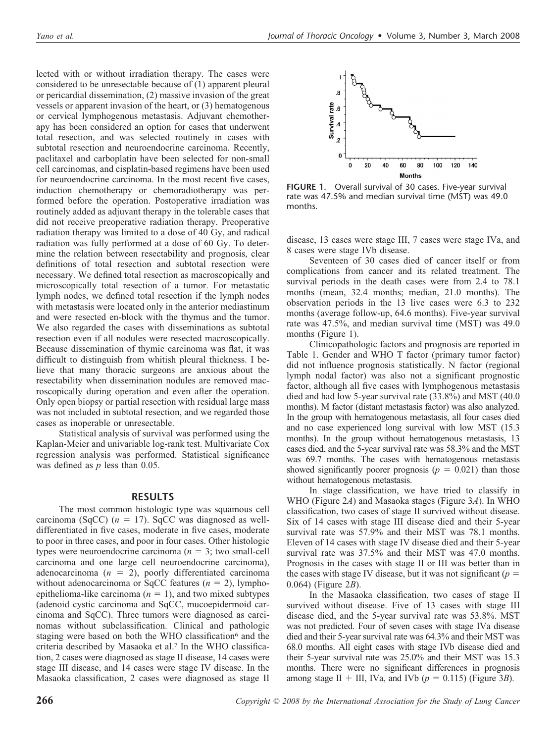lected with or without irradiation therapy. The cases were considered to be unresectable because of (1) apparent pleural or pericardial dissemination, (2) massive invasion of the great vessels or apparent invasion of the heart, or (3) hematogenous or cervical lymphogenous metastasis. Adjuvant chemotherapy has been considered an option for cases that underwent total resection, and was selected routinely in cases with subtotal resection and neuroendocrine carcinoma. Recently, paclitaxel and carboplatin have been selected for non-small cell carcinomas, and cisplatin-based regimens have been used for neuroendocrine carcinoma. In the most recent five cases, induction chemotherapy or chemoradiotherapy was performed before the operation. Postoperative irradiation was routinely added as adjuvant therapy in the tolerable cases that did not receive preoperative radiation therapy. Preoperative radiation therapy was limited to a dose of 40 Gy, and radical radiation was fully performed at a dose of 60 Gy. To determine the relation between resectability and prognosis, clear definitions of total resection and subtotal resection were necessary. We defined total resection as macroscopically and microscopically total resection of a tumor. For metastatic lymph nodes, we defined total resection if the lymph nodes with metastasis were located only in the anterior mediastinum and were resected en-block with the thymus and the tumor. We also regarded the cases with disseminations as subtotal resection even if all nodules were resected macroscopically. Because dissemination of thymic carcinoma was flat, it was difficult to distinguish from whitish pleural thickness. I believe that many thoracic surgeons are anxious about the resectability when dissemination nodules are removed macroscopically during operation and even after the operation. Only open biopsy or partial resection with residual large mass was not included in subtotal resection, and we regarded those cases as inoperable or unresectable.

Statistical analysis of survival was performed using the Kaplan-Meier and univariable log-rank test. Multivariate Cox regression analysis was performed. Statistical significance was defined as $p$ less than 0.05.

## RESULTS

The most common histologic type was squamous cell carcinoma (SqCC) ($n = 17$). SqCC was diagnosed as well-differentiated in five cases, moderate in five cases, moderate to poor in three cases, and poor in four cases. Other histologic types were neuroendocrine carcinoma ($n = 3$; two small-cell carcinoma and one large cell neuroendocrine carcinoma), adenocarcinoma ($n = 2$), poorly differentiated carcinoma without adenocarcinoma or SqCC features ($n = 2$), lymphoepithelioma-like carcinoma ($n = 1$), and two mixed subtypes (adenoid cystic carcinoma and SqCC, mucoepidermoid carcinoma and SqCC). Three tumors were diagnosed as carcinomas without subclassification. Clinical and pathologic staging were based on both the WHO classification[6] and the criteria described by Masaoka et al.[7] In the WHO classification, 2 cases were diagnosed as stage II disease, 14 cases were stage III disease, and 14 cases were stage IV disease. In the Masaoka classification, 2 cases were diagnosed as stage II disease, 13 cases were stage III, 7 cases were stage IVa, and 8 cases were stage IVb disease.

**FIGURE 1.** Overall survival of 30 cases. Five-year survival rate was 47.5% and median survival time (MST) was 49.0 months.

Seventeen of 30 cases died of cancer itself or from complications from cancer and its related treatment. The survival periods in the death cases were from 2.4 to 78.1 months (mean, 32.4 months; median, 21.0 months). The observation periods in the 13 live cases were 6.3 to 232 months (average follow-up, 64.6 months). Five-year survival rate was 47.5%, and median survival time (MST) was 49.0 months (Figure 1).

Clinicopathologic factors and prognosis are reported in Table 1. Gender and WHO T factor (primary tumor factor) did not influence prognosis statistically. N factor (regional lymph nodal factor) was also not a significant prognostic factor, although all five cases with lymphogenous metastasis died and had low 5-year survival rate (33.8%) and MST (40.0 months). M factor (distant metastasis factor) was also analyzed. In the group with hematogenous metastasis, all four cases died and no case experienced long survival with low MST (15.3 months). In the group without hematogenous metastasis, 13 cases died, and the 5-year survival rate was 58.3% and the MST was 69.7 months. The cases with hematogenous metastasis showed significantly poorer prognosis ($p = 0.021$) than those without hematogenous metastasis.

In stage classification, we have tried to classify in WHO (Figure 2*A*) and Masaoka stages (Figure 3*A*). In WHO classification, two cases of stage II survived without disease. Six of 14 cases with stage III disease died and their 5-year survival rate was 57.9% and their MST was 78.1 months. Eleven of 14 cases with stage IV disease died and their 5-year survival rate was 37.5% and their MST was 47.0 months. Prognosis in the cases with stage II or III was better than in the cases with stage IV disease, but it was not significant ($p = 0.064$) (Figure 2*B*).

In the Masaoka classification, two cases of stage II survived without disease. Five of 13 cases with stage III disease died, and the 5-year survival rate was 53.8%. MST was not predicted. Four of seven cases with stage IVa disease died and their 5-year survival rate was 64.3% and their MST was 68.0 months. All eight cases with stage IVb disease died and their 5-year survival rate was 25.0% and their MST was 15.3 months. There were no significant differences in prognosis among stage II + III, IVa, and IVb ($p = 0.115$) (Figure 3*B*).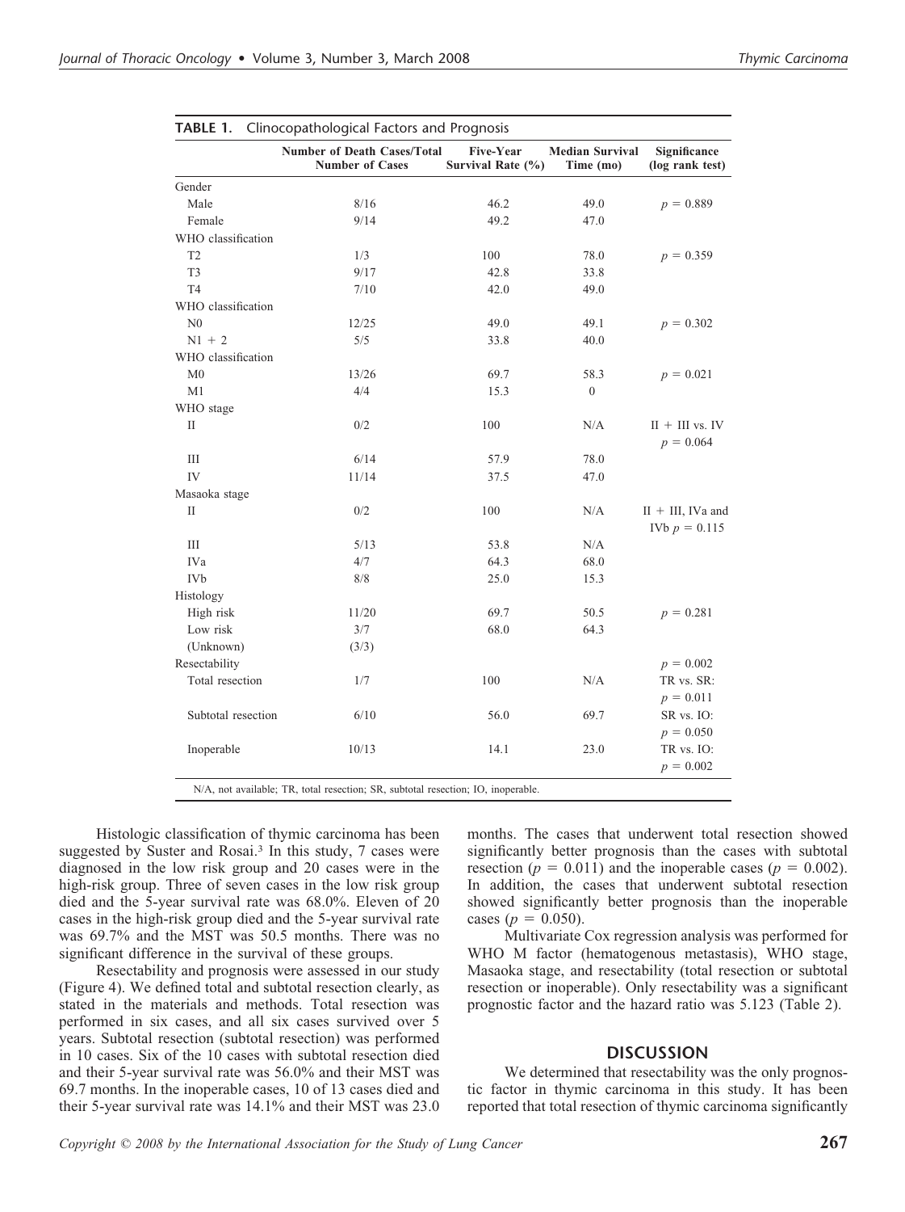**TABLE 1.** Clinocopathological Factors and Prognosis

| | Number of Death Cases/Total Number of Cases | Five-Year Survival Rate (%) | Median Survival Time (mo) | Significance (log rank test) |
|---|---|---|---|---|
| Gender | | | | |
| Male | 8/16 | 46.2 | 49.0 | $p = 0.889$ |
| Female | 9/14 | 49.2 | 47.0 | |
| WHO classification | | | | |
| T2 | 1/3 | 100 | 78.0 | $p = 0.359$ |
| T3 | 9/17 | 42.8 | 33.8 | |
| T4 | 7/10 | 42.0 | 49.0 | |
| WHO classification | | | | |
| N0 | 12/25 | 49.0 | 49.1 | $p = 0.302$ |
| N1 + 2 | 5/5 | 33.8 | 40.0 | |
| WHO classification | | | | |
| M0 | 13/26 | 69.7 | 58.3 | $p = 0.021$ |
| M1 | 4/4 | 15.3 | 0 | |
| WHO stage | | | | |
| II | 0/2 | 100 | N/A | II + III vs. IV $p = 0.064$ |
| III | 6/14 | 57.9 | 78.0 | |
| IV | 11/14 | 37.5 | 47.0 | |
| Masaoka stage | | | | |
| II | 0/2 | 100 | N/A | II + III, IVa and IVb $p = 0.115$ |
| III | 5/13 | 53.8 | N/A | |
| IVa | 4/7 | 64.3 | 68.0 | |
| IVb | 8/8 | 25.0 | 15.3 | |
| Histology | | | | |
| High risk | 11/20 | 69.7 | 50.5 | $p = 0.281$ |
| Low risk | 3/7 | 68.0 | 64.3 | |
| (Unknown) | (3/3) | | | |
| Resectability | | | | $p = 0.002$ |
| Total resection | 1/7 | 100 | N/A | TR vs. SR: $p = 0.011$ |
| Subtotal resection | 6/10 | 56.0 | 69.7 | SR vs. IO: $p = 0.050$ |
| Inoperable | 10/13 | 14.1 | 23.0 | TR vs. IO: $p = 0.002$ |

N/A, not available; TR, total resection; SR, subtotal resection; IO, inoperable.

Histologic classification of thymic carcinoma has been suggested by Suster and Rosai.[3] In this study, 7 cases were diagnosed in the low risk group and 20 cases were in the high-risk group. Three of seven cases in the low risk group died and the 5-year survival rate was 68.0%. Eleven of 20 cases in the high-risk group died and the 5-year survival rate was 69.7% and the MST was 50.5 months. There was no significant difference in the survival of these groups.

Resectability and prognosis were assessed in our study (Figure 4). We defined total and subtotal resection clearly, as stated in the materials and methods. Total resection was performed in six cases, and all six cases survived over 5 years. Subtotal resection (subtotal resection) was performed in 10 cases. Six of the 10 cases with subtotal resection died and their 5-year survival rate was 56.0% and their MST was 69.7 months. In the inoperable cases, 10 of 13 cases died and their 5-year survival rate was 14.1% and their MST was 23.0 months. The cases that underwent total resection showed significantly better prognosis than the cases with subtotal resection ($p = 0.011$) and the inoperable cases ($p = 0.002$). In addition, the cases that underwent subtotal resection showed significantly better prognosis than the inoperable cases ($p = 0.050$).

Multivariate Cox regression analysis was performed for WHO M factor (hematogenous metastasis), WHO stage, Masaoka stage, and resectability (total resection or subtotal resection or inoperable). Only resectability was a significant prognostic factor and the hazard ratio was 5.123 (Table 2).

## DISCUSSION

We determined that resectability was the only prognostic factor in thymic carcinoma in this study. It has been reported that total resection of thymic carcinoma significantly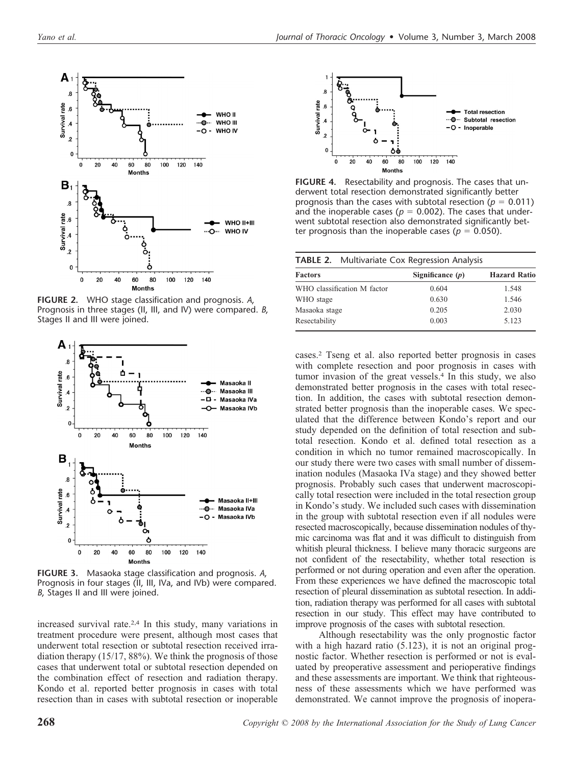A
1
.8
.6
.4
.2
0
Survival rate
0 20 40 60 80 100 120 140
Months
WHO II
WHO III
WHO IV

B
1
.8
.6
.4
.2
0
Survival rate
0 20 40 60 80 100 120 140
Months
WHO II+III
WHO IV

**FIGURE 2.** WHO stage classification and prognosis. *A*, Prognosis in three stages (II, III, and IV) were compared. *B*, Stages II and III were joined.

A
1
.8
.6
.4
.2
0
Survival rate
0 20 40 60 80 100 120 140
Months
Masaoka II
Masaoka III
Masaoka IVa
Masaoka IVb

B
1
.8
.6
.4
.2
0
Survival rate
0 20 40 60 80 100 120 140
Months
Masaoka II+III
Masaoka IVa
Masaoka IVb

**FIGURE 3.** Masaoka stage classification and prognosis. *A*, Prognosis in four stages (II, III, IVa, and IVb) were compared. *B*, Stages II and III were joined.

increased survival rate.[2,4] In this study, many variations in treatment procedure were present, although most cases that underwent total resection or subtotal resection received irradiation therapy (15/17, 88%). We think the prognosis of those cases that underwent total or subtotal resection depended on the combination effect of resection and radiation therapy. Kondo et al. reported better prognosis in cases with total resection than in cases with subtotal resection or inoperable

1
.8
.6
.4
.2
0
Survival rate
0 20 40 60 80 100 120 140
Months
Total resection
Subtotal resection
Inoperable

**FIGURE 4.** Resectability and prognosis. The cases that underwent total resection demonstrated significantly better prognosis than the cases with subtotal resection ($p = 0.011$) and the inoperable cases ($p = 0.002$). The cases that underwent subtotal resection also demonstrated significantly better prognosis than the inoperable cases ($p = 0.050$).

**TABLE 2.** Multivariate Cox Regression Analysis

| Factors | Significance (*p*) | Hazard Ratio |
|---|---|---|
| WHO classification M factor | 0.604 | 1.548 |
| WHO stage | 0.630 | 1.546 |
| Masaoka stage | 0.205 | 2.030 |
| Resectability | 0.003 | 5.123 |

cases.[2] Tseng et al. also reported better prognosis in cases with complete resection and poor prognosis in cases with tumor invasion of the great vessels.[4] In this study, we also demonstrated better prognosis in the cases with total resection. In addition, the cases with subtotal resection demonstrated better prognosis than the inoperable cases. We speculated that the difference between Kondo's report and our study depended on the definition of total resection and subtotal resection. Kondo et al. defined total resection as a condition in which no tumor remained macroscopically. In our study there were two cases with small number of dissemination nodules (Masaoka IVa stage) and they showed better prognosis. Probably such cases that underwent macroscopically total resection were included in the total resection group in Kondo's study. We included such cases with dissemination in the group with subtotal resection even if all nodules were resected macroscopically, because dissemination nodules of thymic carcinoma was flat and it was difficult to distinguish from whitish pleural thickness. I believe many thoracic surgeons are not confident of the resectability, whether total resection is performed or not during operation and even after the operation. From these experiences we have defined the macroscopic total resection of pleural dissemination as subtotal resection. In addition, radiation therapy was performed for all cases with subtotal resection in our study. This effect may have contributed to improve prognosis of the cases with subtotal resection.

Although resectability was the only prognostic factor with a high hazard ratio (5.123), it is not an original prognostic factor. Whether resection is performed or not is evaluated by preoperative assessment and perioperative findings and these assessments are important. We think that righteousness of these assessments which we have performed was demonstrated. We cannot improve the prognosis of inopera-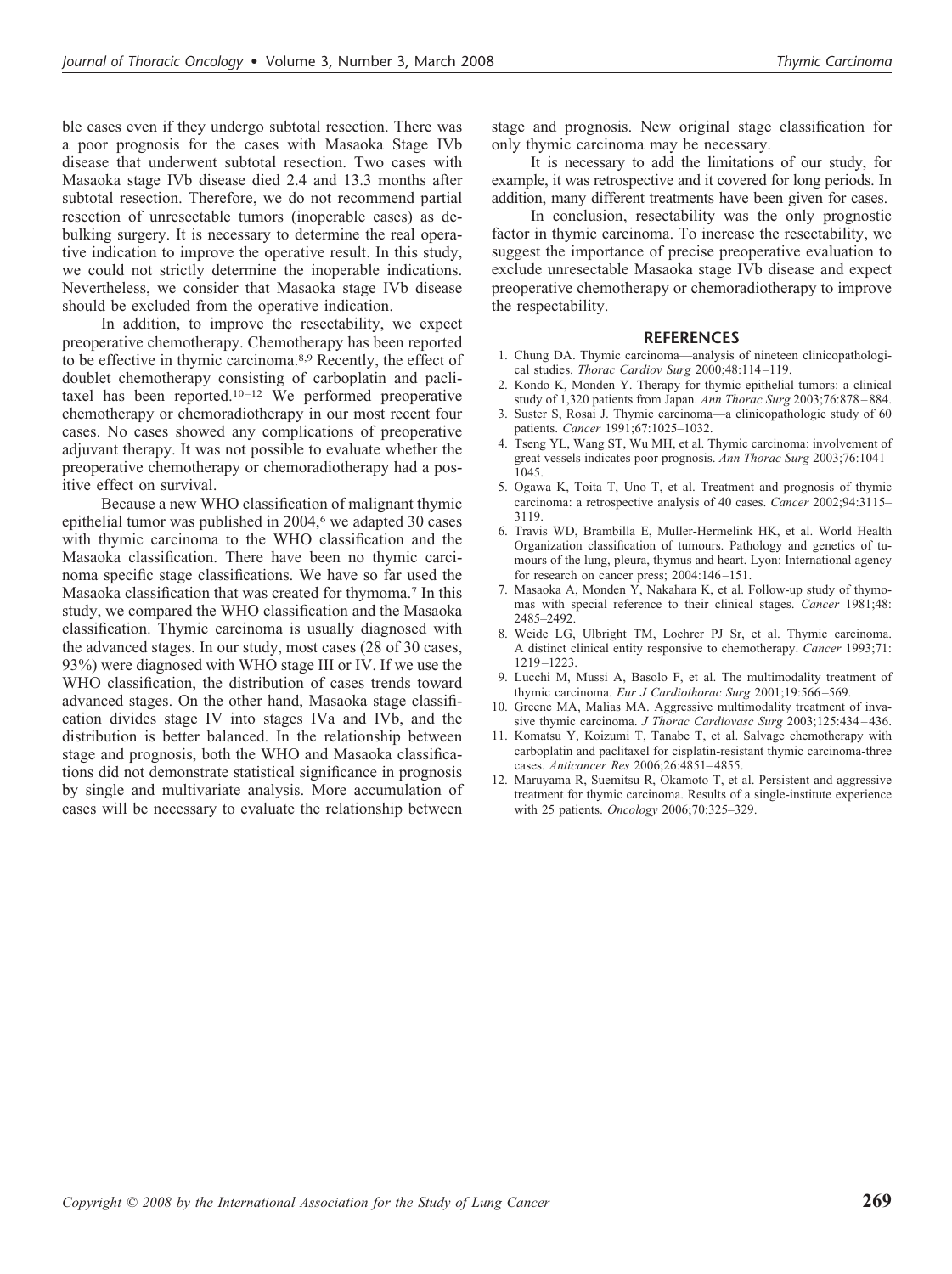ble cases even if they undergo subtotal resection. There was a poor prognosis for the cases with Masaoka Stage IVb disease that underwent subtotal resection. Two cases with Masaoka stage IVb disease died 2.4 and 13.3 months after subtotal resection. Therefore, we do not recommend partial resection of unresectable tumors (inoperable cases) as debulking surgery. It is necessary to determine the real operative indication to improve the operative result. In this study, we could not strictly determine the inoperable indications. Nevertheless, we consider that Masaoka stage IVb disease should be excluded from the operative indication.

In addition, to improve the resectability, we expect preoperative chemotherapy. Chemotherapy has been reported to be effective in thymic carcinoma.[8,9] Recently, the effect of doublet chemotherapy consisting of carboplatin and paclitaxel has been reported.[10–12] We performed preoperative chemotherapy or chemoradiotherapy in our most recent four cases. No cases showed any complications of preoperative adjuvant therapy. It was not possible to evaluate whether the preoperative chemotherapy or chemoradiotherapy had a positive effect on survival.

Because a new WHO classification of malignant thymic epithelial tumor was published in 2004,[6] we adapted 30 cases with thymic carcinoma to the WHO classification and the Masaoka classification. There have been no thymic carcinoma specific stage classifications. We have so far used the Masaoka classification that was created for thymoma.[7] In this study, we compared the WHO classification and the Masaoka classification. Thymic carcinoma is usually diagnosed with the advanced stages. In our study, most cases (28 of 30 cases, 93%) were diagnosed with WHO stage III or IV. If we use the WHO classification, the distribution of cases trends toward advanced stages. On the other hand, Masaoka stage classification divides stage IV into stages IVa and IVb, and the distribution is better balanced. In the relationship between stage and prognosis, both the WHO and Masaoka classifications did not demonstrate statistical significance in prognosis by single and multivariate analysis. More accumulation of cases will be necessary to evaluate the relationship between stage and prognosis. New original stage classification for only thymic carcinoma may be necessary.

It is necessary to add the limitations of our study, for example, it was retrospective and it covered for long periods. In addition, many different treatments have been given for cases.

In conclusion, resectability was the only prognostic factor in thymic carcinoma. To increase the resectability, we suggest the importance of precise preoperative evaluation to exclude unresectable Masaoka stage IVb disease and expect preoperative chemotherapy or chemoradiotherapy to improve the respectability.

## REFERENCES

1. Chung DA. Thymic carcinoma—analysis of nineteen clinicopathological studies. *Thorac Cardiov Surg* 2000;48:114–119.
2. Kondo K, Monden Y. Therapy for thymic epithelial tumors: a clinical study of 1,320 patients from Japan. *Ann Thorac Surg* 2003;76:878–884.
3. Suster S, Rosai J. Thymic carcinoma—a clinicopathologic study of 60 patients. *Cancer* 1991;67:1025–1032.
4. Tseng YL, Wang ST, Wu MH, et al. Thymic carcinoma: involvement of great vessels indicates poor prognosis. *Ann Thorac Surg* 2003;76:1041–1045.
5. Ogawa K, Toita T, Uno T, et al. Treatment and prognosis of thymic carcinoma: a retrospective analysis of 40 cases. *Cancer* 2002;94:3115–3119.
6. Travis WD, Brambilla E, Muller-Hermelink HK, et al. World Health Organization classification of tumours. Pathology and genetics of tumours of the lung, pleura, thymus and heart. Lyon: International agency for research on cancer press; 2004:146–151.
7. Masaoka A, Monden Y, Nakahara K, et al. Follow-up study of thymomas with special reference to their clinical stages. *Cancer* 1981;48:2485–2492.
8. Weide LG, Ulbright TM, Loehrer PJ Sr, et al. Thymic carcinoma. A distinct clinical entity responsive to chemotherapy. *Cancer* 1993;71:1219–1223.
9. Lucchi M, Mussi A, Basolo F, et al. The multimodality treatment of thymic carcinoma. *Eur J Cardiothorac Surg* 2001;19:566–569.
10. Greene MA, Malias MA. Aggressive multimodality treatment of invasive thymic carcinoma. *J Thorac Cardiovasc Surg* 2003;125:434–436.
11. Komatsu Y, Koizumi T, Tanabe T, et al. Salvage chemotherapy with carboplatin and paclitaxel for cisplatin-resistant thymic carcinoma-three cases. *Anticancer Res* 2006;26:4851–4855.
12. Maruyama R, Suemitsu R, Okamoto T, et al. Persistent and aggressive treatment for thymic carcinoma. Results of a single-institute experience with 25 patients. *Oncology* 2006;70:325–329.